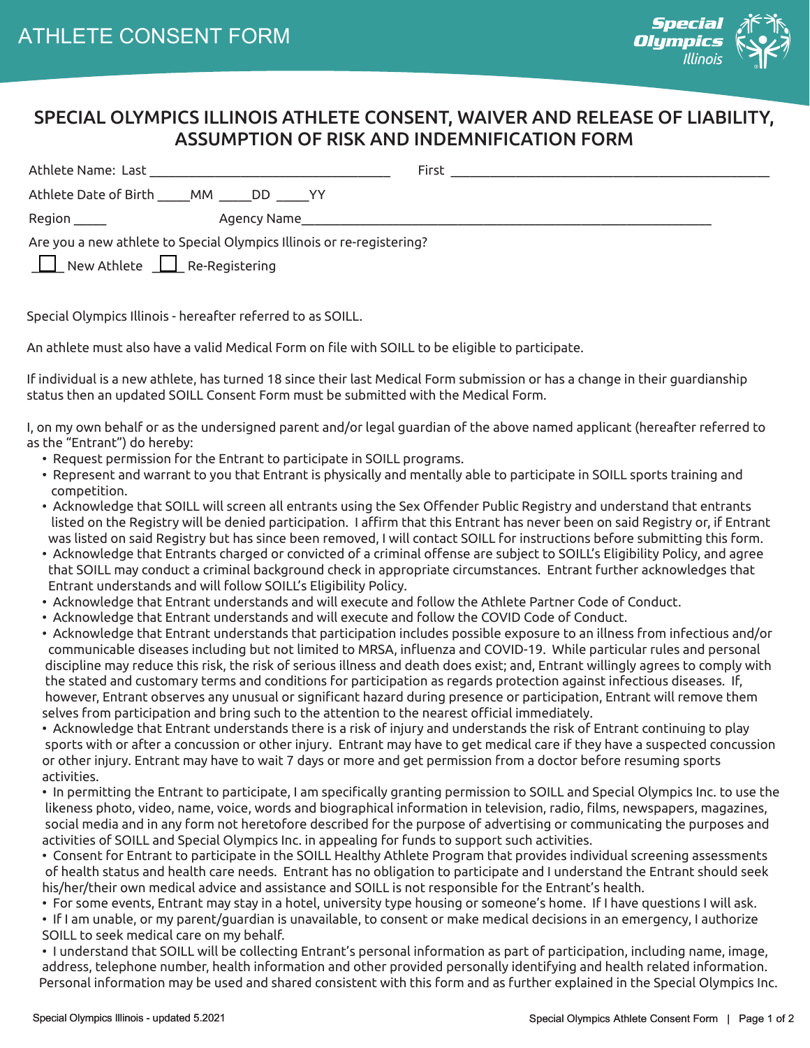# ATHLETE CONSENT FORM

## SPECIAL OLYMPICS ILLINOIS ATHLETE CONSENT, WAIVER AND RELEASE OF LIABILITY, ASSUMPTION OF RISK AND INDEMNIFICATION FORM

Athlete Name: Last ___________________________________ First ______________________________________________

Athlete Date of Birth _____MM _____DD _____YY

Region _____ Agency Name_____________________________________________________________

Are you a new athlete to Special Olympics Illinois or re-registering?

☐ New Athlete ☐ Re-Registering

Special Olympics Illinois - hereafter referred to as SOILL.

An athlete must also have a valid Medical Form on file with SOILL to be eligible to participate.

If individual is a new athlete, has turned 18 since their last Medical Form submission or has a change in their guardianship status then an updated SOILL Consent Form must be submitted with the Medical Form.

I, on my own behalf or as the undersigned parent and/or legal guardian of the above named applicant (hereafter referred to as the "Entrant") do hereby:

- Request permission for the Entrant to participate in SOILL programs.
- Represent and warrant to you that Entrant is physically and mentally able to participate in SOILL sports training and competition.
- Acknowledge that SOILL will screen all entrants using the Sex Offender Public Registry and understand that entrants listed on the Registry will be denied participation. I affirm that this Entrant has never been on said Registry or, if Entrant was listed on said Registry but has since been removed, I will contact SOILL for instructions before submitting this form.
- Acknowledge that Entrants charged or convicted of a criminal offense are subject to SOILL's Eligibility Policy, and agree that SOILL may conduct a criminal background check in appropriate circumstances. Entrant further acknowledges that Entrant understands and will follow SOILL's Eligibility Policy.
- Acknowledge that Entrant understands and will execute and follow the Athlete Partner Code of Conduct.
- Acknowledge that Entrant understands and will execute and follow the COVID Code of Conduct.
- Acknowledge that Entrant understands that participation includes possible exposure to an illness from infectious and/or communicable diseases including but not limited to MRSA, influenza and COVID-19. While particular rules and personal discipline may reduce this risk, the risk of serious illness and death does exist; and, Entrant willingly agrees to comply with the stated and customary terms and conditions for participation as regards protection against infectious diseases. If, however, Entrant observes any unusual or significant hazard during presence or participation, Entrant will remove them selves from participation and bring such to the attention to the nearest official immediately.
- Acknowledge that Entrant understands there is a risk of injury and understands the risk of Entrant continuing to play sports with or after a concussion or other injury. Entrant may have to get medical care if they have a suspected concussion or other injury. Entrant may have to wait 7 days or more and get permission from a doctor before resuming sports activities.
- In permitting the Entrant to participate, I am specifically granting permission to SOILL and Special Olympics Inc. to use the likeness photo, video, name, voice, words and biographical information in television, radio, films, newspapers, magazines, social media and in any form not heretofore described for the purpose of advertising or communicating the purposes and activities of SOILL and Special Olympics Inc. in appealing for funds to support such activities.
- Consent for Entrant to participate in the SOILL Healthy Athlete Program that provides individual screening assessments of health status and health care needs. Entrant has no obligation to participate and I understand the Entrant should seek his/her/their own medical advice and assistance and SOILL is not responsible for the Entrant's health.
- For some events, Entrant may stay in a hotel, university type housing or someone's home. If I have questions I will ask.
- If I am unable, or my parent/guardian is unavailable, to consent or make medical decisions in an emergency, I authorize SOILL to seek medical care on my behalf.
- I understand that SOILL will be collecting Entrant's personal information as part of participation, including name, image, address, telephone number, health information and other provided personally identifying and health related information. Personal information may be used and shared consistent with this form and as further explained in the Special Olympics Inc.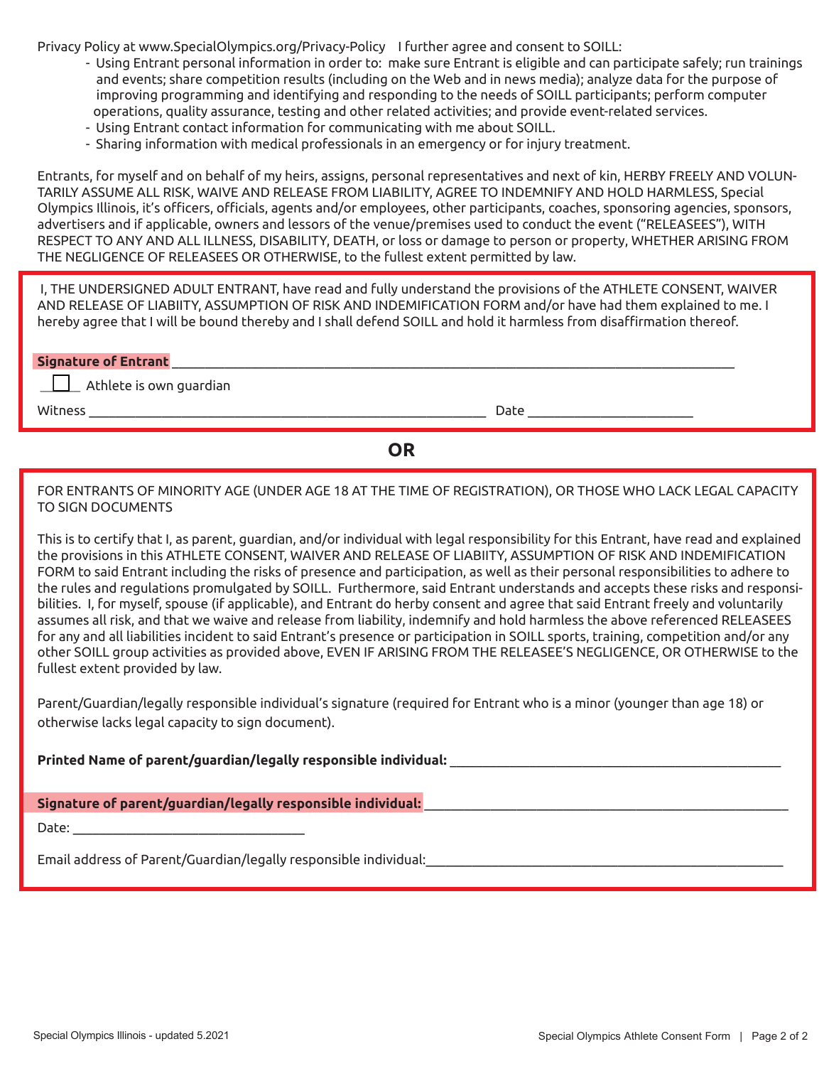Privacy Policy at www.SpecialOlympics.org/Privacy-Policy I further agree and consent to SOILL:

- Using Entrant personal information in order to: make sure Entrant is eligible and can participate safely; run trainings and events; share competition results (including on the Web and in news media); analyze data for the purpose of improving programming and identifying and responding to the needs of SOILL participants; perform computer operations, quality assurance, testing and other related activities; and provide event-related services.
- Using Entrant contact information for communicating with me about SOILL.
- Sharing information with medical professionals in an emergency or for injury treatment.

Entrants, for myself and on behalf of my heirs, assigns, personal representatives and next of kin, HERBY FREELY AND VOLUNTARILY ASSUME ALL RISK, WAIVE AND RELEASE FROM LIABILITY, AGREE TO INDEMNIFY AND HOLD HARMLESS, Special Olympics Illinois, it's officers, officials, agents and/or employees, other participants, coaches, sponsoring agencies, sponsors, advertisers and if applicable, owners and lessors of the venue/premises used to conduct the event ("RELEASEES"), WITH RESPECT TO ANY AND ALL ILLNESS, DISABILITY, DEATH, or loss or damage to person or property, WHETHER ARISING FROM THE NEGLIGENCE OF RELEASEES OR OTHERWISE, to the fullest extent permitted by law.

I, THE UNDERSIGNED ADULT ENTRANT, have read and fully understand the provisions of the ATHLETE CONSENT, WAIVER AND RELEASE OF LIABIITY, ASSUMPTION OF RISK AND INDEMIFICATION FORM and/or have had them explained to me. I hereby agree that I will be bound thereby and I shall defend SOILL and hold it harmless from disaffirmation thereof.

**Signature of Entrant** ______________________________________________

☐ Athlete is own guardian

Witness ____________________________________ Date ____________________

**OR**

FOR ENTRANTS OF MINORITY AGE (UNDER AGE 18 AT THE TIME OF REGISTRATION), OR THOSE WHO LACK LEGAL CAPACITY TO SIGN DOCUMENTS

This is to certify that I, as parent, guardian, and/or individual with legal responsibility for this Entrant, have read and explained the provisions in this ATHLETE CONSENT, WAIVER AND RELEASE OF LIABIITY, ASSUMPTION OF RISK AND INDEMIFICATION FORM to said Entrant including the risks of presence and participation, as well as their personal responsibilities to adhere to the rules and regulations promulgated by SOILL. Furthermore, said Entrant understands and accepts these risks and responsibilities. I, for myself, spouse (if applicable), and Entrant do herby consent and agree that said Entrant freely and voluntarily assumes all risk, and that we waive and release from liability, indemnify and hold harmless the above referenced RELEASEES for any and all liabilities incident to said Entrant's presence or participation in SOILL sports, training, competition and/or any other SOILL group activities as provided above, EVEN IF ARISING FROM THE RELEASEE'S NEGLIGENCE, OR OTHERWISE to the fullest extent provided by law.

Parent/Guardian/legally responsible individual's signature (required for Entrant who is a minor (younger than age 18) or otherwise lacks legal capacity to sign document).

**Printed Name of parent/guardian/legally responsible individual:** ______________________________

**Signature of parent/guardian/legally responsible individual:** ______________________________

Date: ______________________

Email address of Parent/Guardian/legally responsible individual: ______________________________

Special Olympics Illinois - updated 5.2021